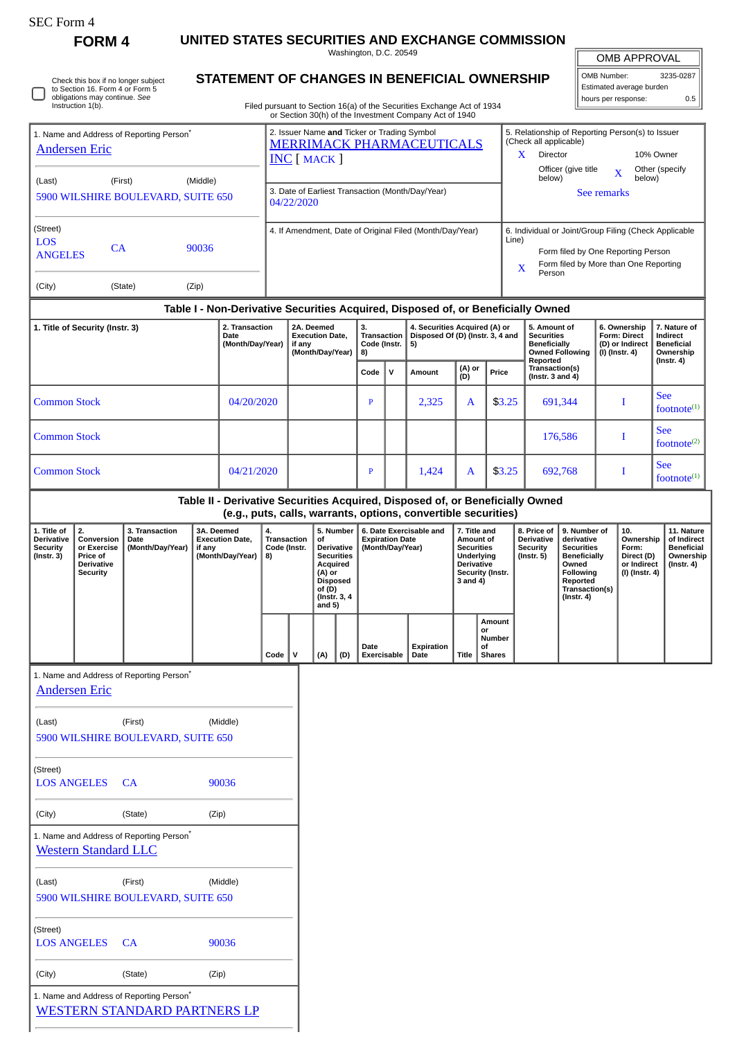SEC Form 4

**FORM 4**

# UNITED STATES SECURITIES AND EXCHANGE COMMISSION

Washington, D.C. 20549

## STATEMENT OF CHANGES IN BENEFICIAL OWNERSHIP

Filed pursuant to Section 16(a) of the Securities Exchange Act of 1934 or Section 30(h) of the Investment Company Act of 1940

| OMB APPROVAL | |
|---|---|
| OMB Number: | 3235-0287 |
| Estimated average burden | |
| hours per response: | 0.5 |

☐ Check this box if no longer subject to Section 16. Form 4 or Form 5 obligations may continue. *See* Instruction 1(b).

1. Name and Address of Reporting Person*
Andersen Eric

(Last) (First) (Middle)
5900 WILSHIRE BOULEVARD, SUITE 650

(Street)
LOS ANGELES CA 90036

(City) (State) (Zip)

2. Issuer Name **and** Ticker or Trading Symbol
MERRIMACK PHARMACEUTICALS INC [ MACK ]

3. Date of Earliest Transaction (Month/Day/Year)
04/22/2020

4. If Amendment, Date of Original Filed (Month/Day/Year)

5. Relationship of Reporting Person(s) to Issuer (Check all applicable)
X Director
10% Owner
Officer (give title below)
X Other (specify below)
See remarks

6. Individual or Joint/Group Filing (Check Applicable Line)
Form filed by One Reporting Person
X Form filed by More than One Reporting Person

### Table I - Non-Derivative Securities Acquired, Disposed of, or Beneficially Owned

| 1. Title of Security (Instr. 3) | 2. Transaction Date (Month/Day/Year) | 2A. Deemed Execution Date, if any (Month/Day/Year) | 3. Transaction Code (Instr. 8) | | 4. Securities Acquired (A) or Disposed Of (D) (Instr. 3, 4 and 5) | | | 5. Amount of Securities Beneficially Owned Following Reported Transaction(s) (Instr. 3 and 4) | 6. Ownership Form: Direct (D) or Indirect (I) (Instr. 4) | 7. Nature of Indirect Beneficial Ownership (Instr. 4) |
|---|---|---|---|---|---|---|---|---|---|---|
| | | | Code | V | Amount | (A) or (D) | Price | | | |
| Common Stock | 04/20/2020 | | P | | 2,325 | A | $3.25 | 691,344 | I | See footnote[1] |
| Common Stock | | | | | | | | 176,586 | I | See footnote[2] |
| Common Stock | 04/21/2020 | | P | | 1,424 | A | $3.25 | 692,768 | I | See footnote[1] |

### Table II - Derivative Securities Acquired, Disposed of, or Beneficially Owned (e.g., puts, calls, warrants, options, convertible securities)

| 1. Title of Derivative Security (Instr. 3) | 2. Conversion or Exercise Price of Derivative Security | 3. Transaction Date (Month/Day/Year) | 3A. Deemed Execution Date, if any (Month/Day/Year) | 4. Transaction Code (Instr. 8) | | 5. Number of Derivative Securities Acquired (A) or Disposed of (D) (Instr. 3, 4 and 5) | | 6. Date Exercisable and Expiration Date (Month/Day/Year) | | 7. Title and Amount of Securities Underlying Derivative Security (Instr. 3 and 4) | | 8. Price of Derivative Security (Instr. 5) | 9. Number of derivative Securities Beneficially Owned Following Reported Transaction(s) (Instr. 4) | 10. Ownership Form: Direct (D) or Indirect (I) (Instr. 4) | 11. Nature of Indirect Beneficial Ownership (Instr. 4) |
|---|---|---|---|---|---|---|---|---|---|---|---|---|---|---|---|
| | | | | Code | V | (A) | (D) | Date Exercisable | Expiration Date | Title | Amount or Number of Shares | | | | |

1. Name and Address of Reporting Person*
Andersen Eric

(Last) (First) (Middle)
5900 WILSHIRE BOULEVARD, SUITE 650

(Street)
LOS ANGELES CA 90036

(City) (State) (Zip)

1. Name and Address of Reporting Person*
Western Standard LLC

(Last) (First) (Middle)
5900 WILSHIRE BOULEVARD, SUITE 650

(Street)
LOS ANGELES CA 90036

(City) (State) (Zip)

1. Name and Address of Reporting Person*
WESTERN STANDARD PARTNERS LP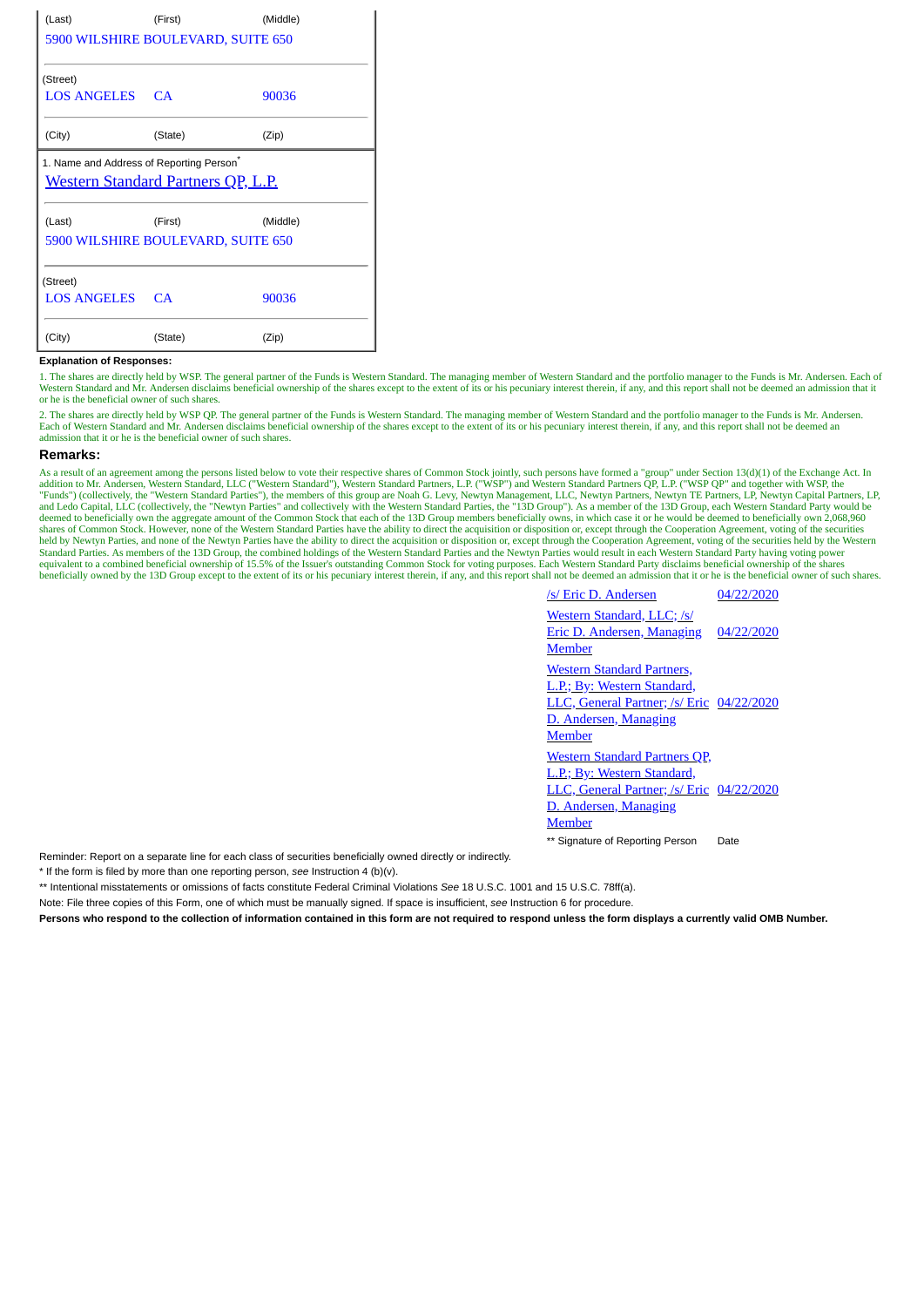| (Last) | (First) | (Middle) |
|---|---|---|
| 5900 WILSHIRE BOULEVARD, SUITE 650 | | |
| (Street) | | |
| LOS ANGELES | CA | 90036 |
| (City) | (State) | (Zip) |

1. Name and Address of Reporting Person*

[Western Standard Partners QP, L.P.]

| (Last) | (First) | (Middle) |
|---|---|---|
| 5900 WILSHIRE BOULEVARD, SUITE 650 | | |
| (Street) | | |
| LOS ANGELES | CA | 90036 |
| (City) | (State) | (Zip) |

**Explanation of Responses:**

1. The shares are directly held by WSP. The general partner of the Funds is Western Standard. The managing member of Western Standard and the portfolio manager to the Funds is Mr. Andersen. Each of Western Standard and Mr. Andersen disclaims beneficial ownership of the shares except to the extent of its or his pecuniary interest therein, if any, and this report shall not be deemed an admission that it or he is the beneficial owner of such shares.

2. The shares are directly held by WSP QP. The general partner of the Funds is Western Standard. The managing member of Western Standard and the portfolio manager to the Funds is Mr. Andersen. Each of Western Standard and Mr. Andersen disclaims beneficial ownership of the shares except to the extent of its or his pecuniary interest therein, if any, and this report shall not be deemed an admission that it or he is the beneficial owner of such shares.

## Remarks:

As a result of an agreement among the persons listed below to vote their respective shares of Common Stock jointly, such persons have formed a "group" under Section 13(d)(1) of the Exchange Act. In addition to Mr. Andersen, Western Standard, LLC ("Western Standard"), Western Standard Partners, L.P. ("WSP") and Western Standard Partners QP, L.P. ("WSP QP" and together with WSP, the "Funds") (collectively, the "Western Standard Parties"), the members of this group are Noah G. Levy, Newtyn Management, LLC, Newtyn Partners, Newtyn TE Partners, LP, Newtyn Capital Partners, LP, and Ledo Capital, LLC (collectively, the "Newtyn Parties" and collectively with the Western Standard Parties, the "13D Group"). As a member of the 13D Group, each Western Standard Party would be deemed to beneficially own the aggregate amount of the Common Stock that each of the 13D Group members beneficially owns, in which case it or he would be deemed to beneficially own 2,068,960 shares of Common Stock. However, none of the Western Standard Parties have the ability to direct the acquisition or disposition of, except through the Cooperation Agreement, voting of the securities held by Newtyn Parties, and none of the Newtyn Parties have the ability to direct the acquisition or disposition or, except through the Cooperation Agreement, voting of the securities held by the Western Standard Parties. As members of the 13D Group, the combined holdings of the Western Standard Parties and the Newtyn Parties would result in each Western Standard Party having voting power equivalent to a combined beneficial ownership of 15.5% of the Issuer's outstanding Common Stock for voting purposes. Each Western Standard Party disclaims beneficial ownership of the shares beneficially owned by the 13D Group except to the extent of its or his pecuniary interest therein, if any, and this report shall not be deemed an admission that it or he is the beneficial owner of such shares.

| | |
|---|---|
| /s/ Eric D. Andersen | 04/22/2020 |
| Western Standard, LLC; /s/ Eric D. Andersen, Managing Member | 04/22/2020 |
| Western Standard Partners, L.P.; By: Western Standard, LLC, General Partner; /s/ Eric D. Andersen, Managing Member | 04/22/2020 |
| Western Standard Partners QP, L.P.; By: Western Standard, LLC, General Partner; /s/ Eric D. Andersen, Managing Member | 04/22/2020 |
| ** Signature of Reporting Person | Date |

Reminder: Report on a separate line for each class of securities beneficially owned directly or indirectly.

* If the form is filed by more than one reporting person, *see* Instruction 4 (b)(v).

** Intentional misstatements or omissions of facts constitute Federal Criminal Violations *See* 18 U.S.C. 1001 and 15 U.S.C. 78ff(a).

Note: File three copies of this Form, one of which must be manually signed. If space is insufficient, *see* Instruction 6 for procedure.

**Persons who respond to the collection of information contained in this form are not required to respond unless the form displays a currently valid OMB Number.**